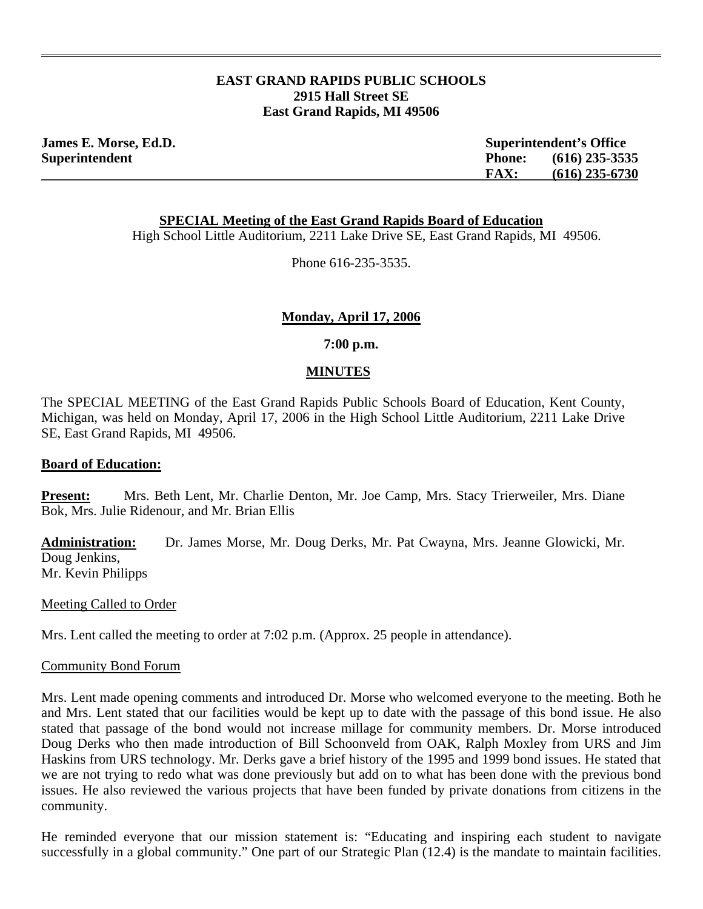**EAST GRAND RAPIDS PUBLIC SCHOOLS**
**2915 Hall Street SE**
**East Grand Rapids, MI 49506**

**James E. Morse, Ed.D.**
**Superintendent**

**Superintendent's Office**
**Phone: (616) 235-3535**
**FAX: (616) 235-6730**

## SPECIAL Meeting of the East Grand Rapids Board of Education

High School Little Auditorium, 2211 Lake Drive SE, East Grand Rapids, MI 49506.

Phone 616-235-3535.

**Monday, April 17, 2006**

**7:00 p.m.**

## MINUTES

The SPECIAL MEETING of the East Grand Rapids Public Schools Board of Education, Kent County, Michigan, was held on Monday, April 17, 2006 in the High School Little Auditorium, 2211 Lake Drive SE, East Grand Rapids, MI 49506.

### Board of Education:

**Present:** Mrs. Beth Lent, Mr. Charlie Denton, Mr. Joe Camp, Mrs. Stacy Trierweiler, Mrs. Diane Bok, Mrs. Julie Ridenour, and Mr. Brian Ellis

**Administration:** Dr. James Morse, Mr. Doug Derks, Mr. Pat Cwayna, Mrs. Jeanne Glowicki, Mr. Doug Jenkins,
Mr. Kevin Philipps

Meeting Called to Order

Mrs. Lent called the meeting to order at 7:02 p.m. (Approx. 25 people in attendance).

Community Bond Forum

Mrs. Lent made opening comments and introduced Dr. Morse who welcomed everyone to the meeting. Both he and Mrs. Lent stated that our facilities would be kept up to date with the passage of this bond issue. He also stated that passage of the bond would not increase millage for community members. Dr. Morse introduced Doug Derks who then made introduction of Bill Schoonveld from OAK, Ralph Moxley from URS and Jim Haskins from URS technology. Mr. Derks gave a brief history of the 1995 and 1999 bond issues. He stated that we are not trying to redo what was done previously but add on to what has been done with the previous bond issues. He also reviewed the various projects that have been funded by private donations from citizens in the community.

He reminded everyone that our mission statement is: "Educating and inspiring each student to navigate successfully in a global community." One part of our Strategic Plan (12.4) is the mandate to maintain facilities.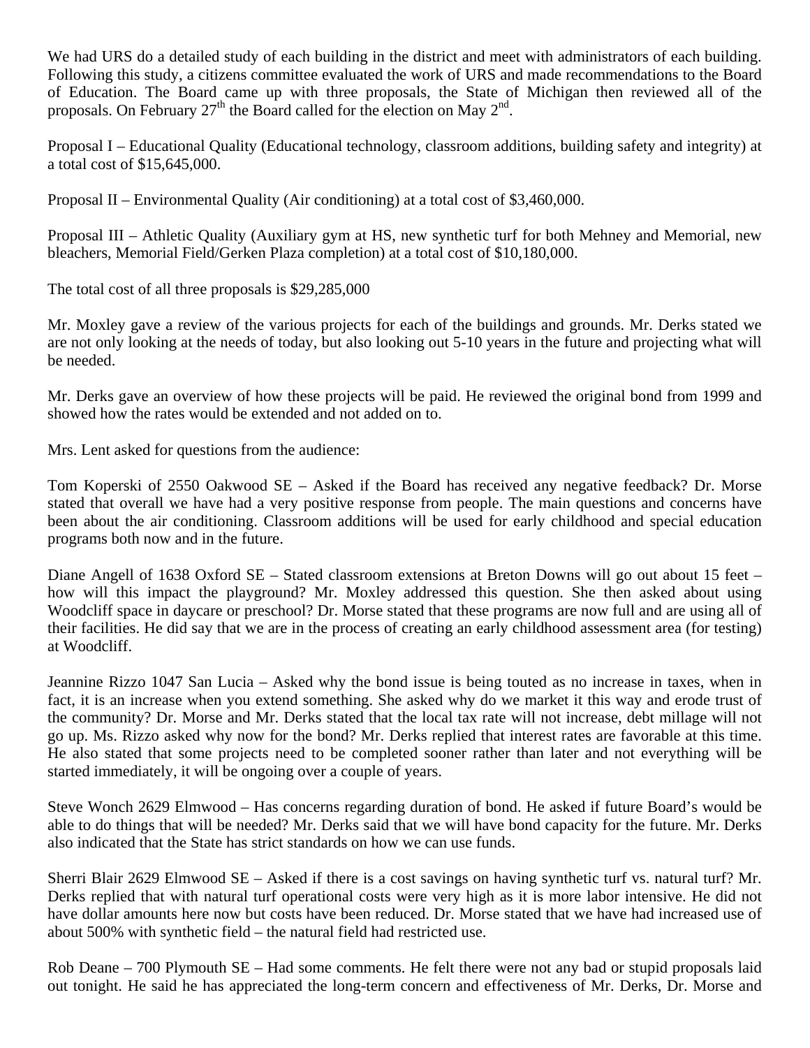We had URS do a detailed study of each building in the district and meet with administrators of each building. Following this study, a citizens committee evaluated the work of URS and made recommendations to the Board of Education. The Board came up with three proposals, the State of Michigan then reviewed all of the proposals. On February 27th the Board called for the election on May 2nd.

Proposal I – Educational Quality (Educational technology, classroom additions, building safety and integrity) at a total cost of $15,645,000.

Proposal II – Environmental Quality (Air conditioning) at a total cost of $3,460,000.

Proposal III – Athletic Quality (Auxiliary gym at HS, new synthetic turf for both Mehney and Memorial, new bleachers, Memorial Field/Gerken Plaza completion) at a total cost of $10,180,000.

The total cost of all three proposals is $29,285,000

Mr. Moxley gave a review of the various projects for each of the buildings and grounds. Mr. Derks stated we are not only looking at the needs of today, but also looking out 5-10 years in the future and projecting what will be needed.

Mr. Derks gave an overview of how these projects will be paid. He reviewed the original bond from 1999 and showed how the rates would be extended and not added on to.

Mrs. Lent asked for questions from the audience:

Tom Koperski of 2550 Oakwood SE – Asked if the Board has received any negative feedback? Dr. Morse stated that overall we have had a very positive response from people. The main questions and concerns have been about the air conditioning. Classroom additions will be used for early childhood and special education programs both now and in the future.

Diane Angell of 1638 Oxford SE – Stated classroom extensions at Breton Downs will go out about 15 feet – how will this impact the playground? Mr. Moxley addressed this question. She then asked about using Woodcliff space in daycare or preschool? Dr. Morse stated that these programs are now full and are using all of their facilities. He did say that we are in the process of creating an early childhood assessment area (for testing) at Woodcliff.

Jeannine Rizzo 1047 San Lucia – Asked why the bond issue is being touted as no increase in taxes, when in fact, it is an increase when you extend something. She asked why do we market it this way and erode trust of the community? Dr. Morse and Mr. Derks stated that the local tax rate will not increase, debt millage will not go up. Ms. Rizzo asked why now for the bond? Mr. Derks replied that interest rates are favorable at this time. He also stated that some projects need to be completed sooner rather than later and not everything will be started immediately, it will be ongoing over a couple of years.

Steve Wonch 2629 Elmwood – Has concerns regarding duration of bond. He asked if future Board's would be able to do things that will be needed? Mr. Derks said that we will have bond capacity for the future. Mr. Derks also indicated that the State has strict standards on how we can use funds.

Sherri Blair 2629 Elmwood SE – Asked if there is a cost savings on having synthetic turf vs. natural turf? Mr. Derks replied that with natural turf operational costs were very high as it is more labor intensive. He did not have dollar amounts here now but costs have been reduced. Dr. Morse stated that we have had increased use of about 500% with synthetic field – the natural field had restricted use.

Rob Deane – 700 Plymouth SE – Had some comments. He felt there were not any bad or stupid proposals laid out tonight. He said he has appreciated the long-term concern and effectiveness of Mr. Derks, Dr. Morse and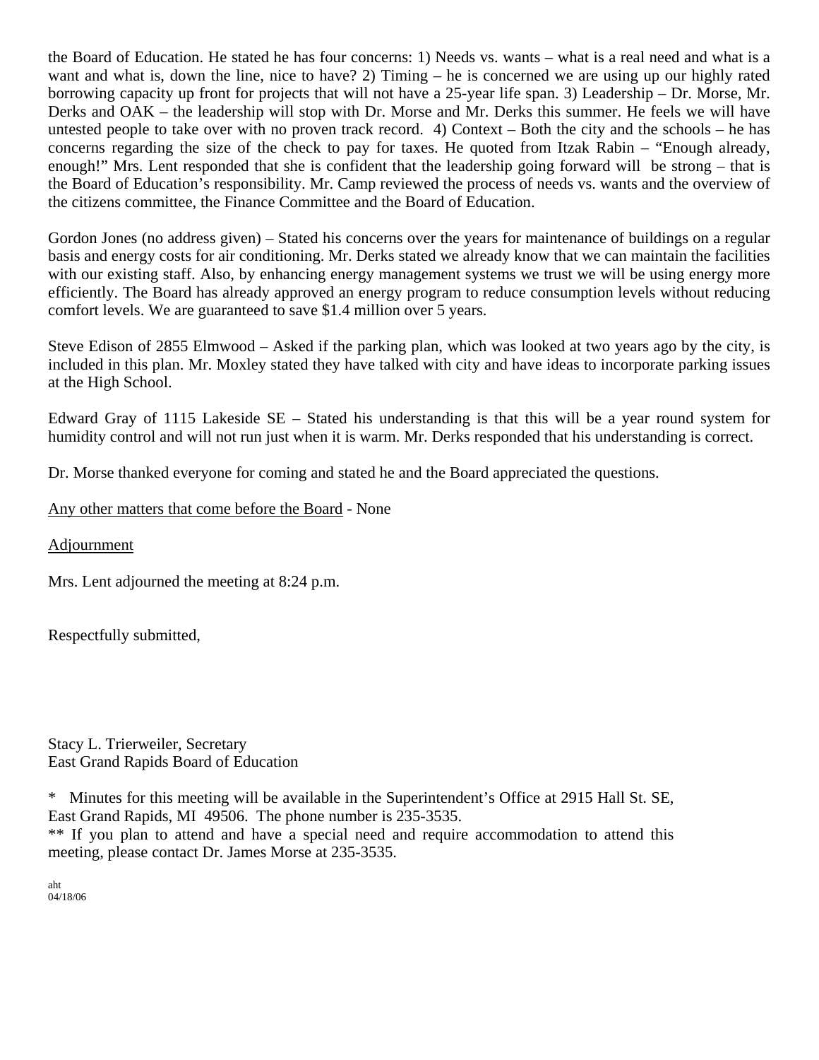the Board of Education. He stated he has four concerns: 1) Needs vs. wants – what is a real need and what is a want and what is, down the line, nice to have? 2) Timing – he is concerned we are using up our highly rated borrowing capacity up front for projects that will not have a 25-year life span. 3) Leadership – Dr. Morse, Mr. Derks and OAK – the leadership will stop with Dr. Morse and Mr. Derks this summer. He feels we will have untested people to take over with no proven track record. 4) Context – Both the city and the schools – he has concerns regarding the size of the check to pay for taxes. He quoted from Itzak Rabin – "Enough already, enough!" Mrs. Lent responded that she is confident that the leadership going forward will be strong – that is the Board of Education's responsibility. Mr. Camp reviewed the process of needs vs. wants and the overview of the citizens committee, the Finance Committee and the Board of Education.

Gordon Jones (no address given) – Stated his concerns over the years for maintenance of buildings on a regular basis and energy costs for air conditioning. Mr. Derks stated we already know that we can maintain the facilities with our existing staff. Also, by enhancing energy management systems we trust we will be using energy more efficiently. The Board has already approved an energy program to reduce consumption levels without reducing comfort levels. We are guaranteed to save $1.4 million over 5 years.

Steve Edison of 2855 Elmwood – Asked if the parking plan, which was looked at two years ago by the city, is included in this plan. Mr. Moxley stated they have talked with city and have ideas to incorporate parking issues at the High School.

Edward Gray of 1115 Lakeside SE – Stated his understanding is that this will be a year round system for humidity control and will not run just when it is warm. Mr. Derks responded that his understanding is correct.

Dr. Morse thanked everyone for coming and stated he and the Board appreciated the questions.

<u>Any other matters that come before the Board</u> - None

<u>Adjournment</u>

Mrs. Lent adjourned the meeting at 8:24 p.m.

Respectfully submitted,

Stacy L. Trierweiler, Secretary
East Grand Rapids Board of Education

* Minutes for this meeting will be available in the Superintendent's Office at 2915 Hall St. SE, East Grand Rapids, MI 49506. The phone number is 235-3535.
** If you plan to attend and have a special need and require accommodation to attend this meeting, please contact Dr. James Morse at 235-3535.

aht
04/18/06